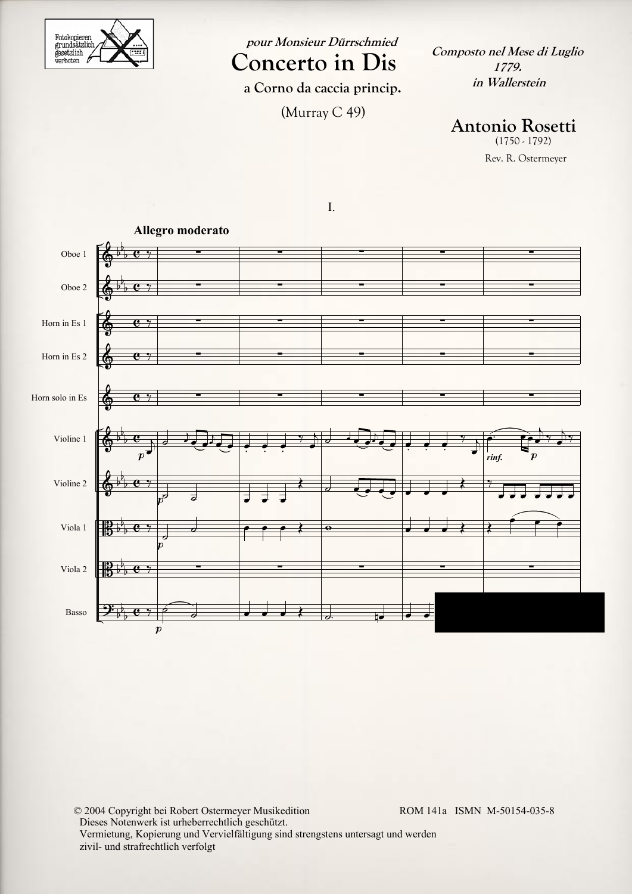*pour Monsieur Dürrschmied*

# Concerto in Dis

a Corno da caccia princip.

(Murray C 49)

***Composto nel Mese di Luglio 1779. in Wallerstein***

## Antonio Rosetti

(1750 - 1792)

Rev. R. Ostermeyer

I.

**Allegro moderato**

Oboe 1

Oboe 2

Horn in Es 1

Horn in Es 2

Horn solo in Es

Violine 1

Violine 2

Viola 1

Viola 2

Basso

© 2004 Copyright bei Robert Ostermeyer Musikedition ROM 141a ISMN M-50154-035-8

Dieses Notenwerk ist urheberrechtlich geschützt.

Vermietung, Kopierung und Vervielfältigung sind strengstens untersagt und werden zivil- und strafrechtlich verfolgt